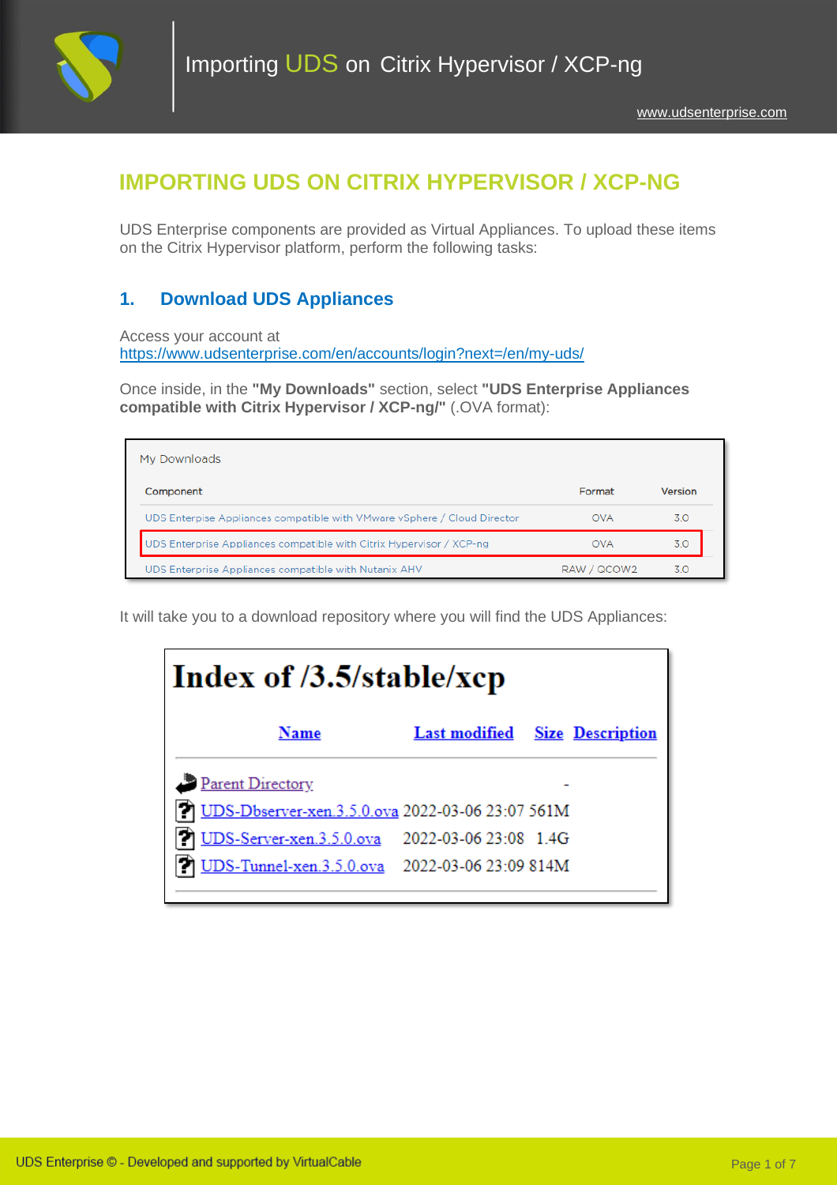# IMPORTING UDS ON CITRIX HYPERVISOR / XCP-NG

UDS Enterprise components are provided as Virtual Appliances. To upload these items on the Citrix Hypervisor platform, perform the following tasks:

## 1. Download UDS Appliances

Access your account at
https://www.udsenterprise.com/en/accounts/login?next=/en/my-uds/

Once inside, in the **"My Downloads"** section, select **"UDS Enterprise Appliances compatible with Citrix Hypervisor / XCP-ng/"** (.OVA format):

My Downloads

| Component | Format | Version |
|---|---|---|
| UDS Enterprise Appliances compatible with VMware vSphere / Cloud Director | OVA | 3.0 |
| UDS Enterprise Appliances compatible with Citrix Hypervisor / XCP-ng | OVA | 3.0 |
| UDS Enterprise Appliances compatible with Nutanix AHV | RAW / QCOW2 | 3.0 |

It will take you to a download repository where you will find the UDS Appliances:

**Index of /3.5/stable/xcp**

| Name | Last modified | Size | Description |
|---|---|---|---|
| Parent Directory | | - | |
| UDS-Dbserver-xen.3.5.0.ova | 2022-03-06 23:07 | 561M | |
| UDS-Server-xen.3.5.0.ova | 2022-03-06 23:08 | 1.4G | |
| UDS-Tunnel-xen.3.5.0.ova | 2022-03-06 23:09 | 814M | |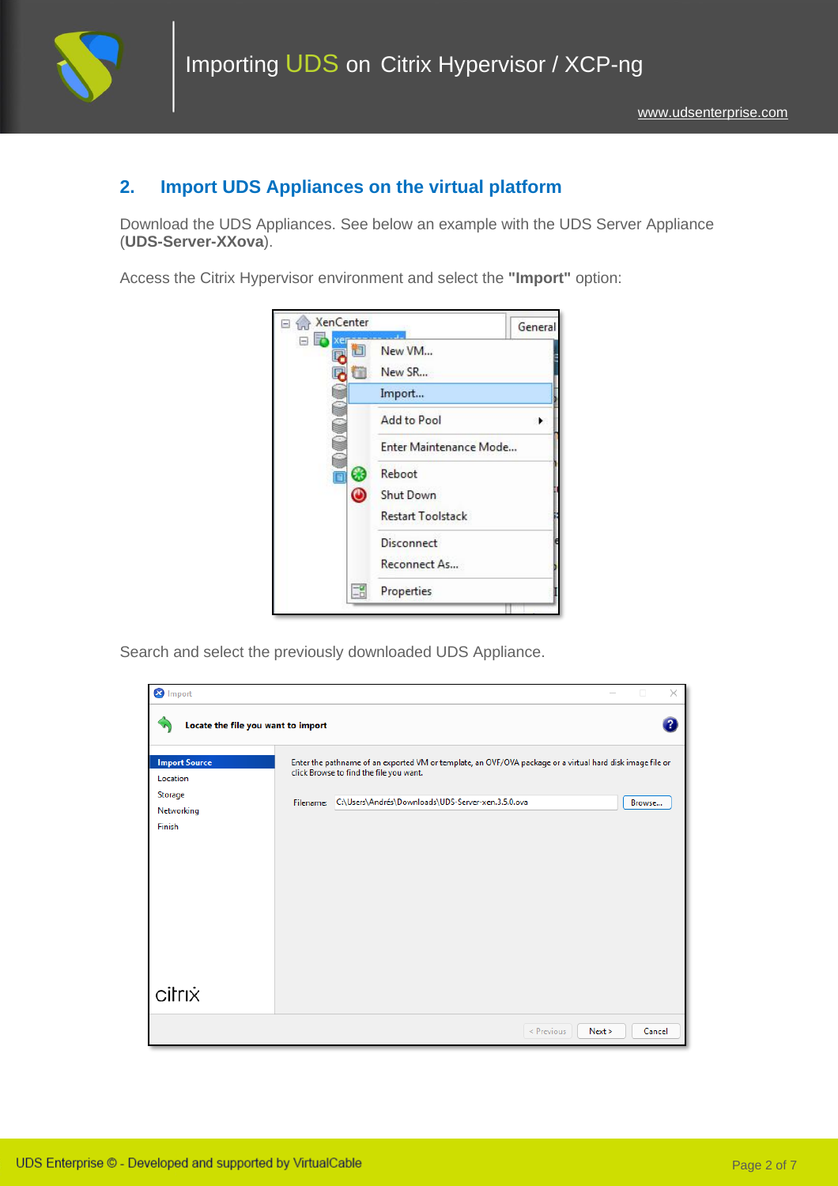## 2. Import UDS Appliances on the virtual platform

Download the UDS Appliances. See below an example with the UDS Server Appliance (**UDS-Server-XXova**).

Access the Citrix Hypervisor environment and select the **"Import"** option:

Search and select the previously downloaded UDS Appliance.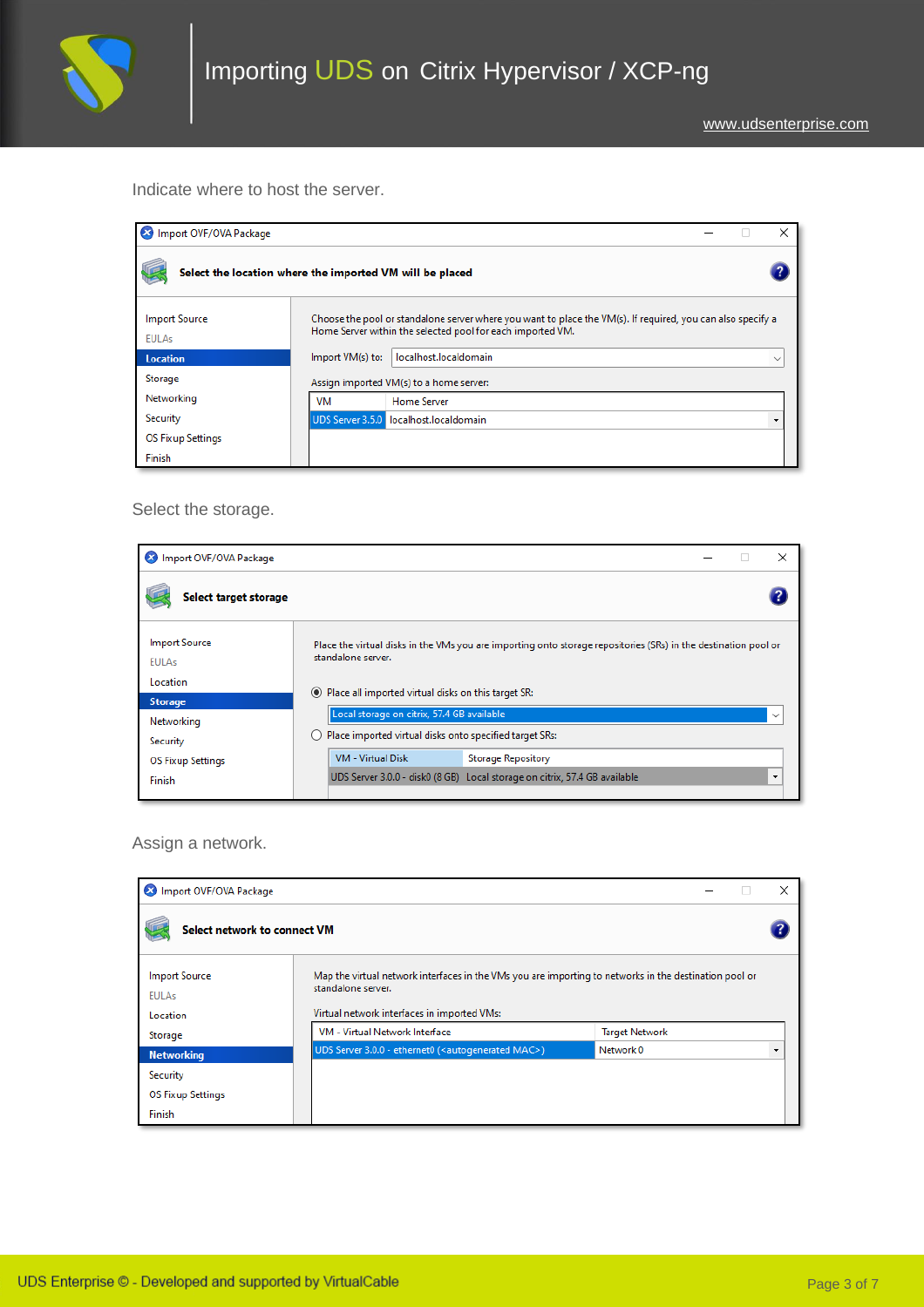Indicate where to host the server.

Import OVF/OVA Package

**Select the location where the imported VM will be placed**

- Import Source
- EULAs
- Location
- Storage
- Networking
- Security
- OS Fixup Settings
- Finish

Choose the pool or standalone server where you want to place the VM(s). If required, you can also specify a Home Server within the selected pool for each imported VM.

Import VM(s) to: localhost.localdomain

Assign imported VM(s) to a home server:

| VM | Home Server |
|---|---|
| UDS Server 3.5.0 | localhost.localdomain |

Select the storage.

Import OVF/OVA Package

**Select target storage**

- Import Source
- EULAs
- Location
- Storage
- Networking
- Security
- OS Fixup Settings
- Finish

Place the virtual disks in the VMs you are importing onto storage repositories (SRs) in the destination pool or standalone server.

- Place all imported virtual disks on this target SR: Local storage on citrix, 57.4 GB available
- Place imported virtual disks onto specified target SRs:

| VM - Virtual Disk | Storage Repository |
|---|---|
| UDS Server 3.0.0 - disk0 (8 GB) | Local storage on citrix, 57.4 GB available |

Assign a network.

Import OVF/OVA Package

**Select network to connect VM**

- Import Source
- EULAs
- Location
- Storage
- Networking
- Security
- OS Fixup Settings
- Finish

Map the virtual network interfaces in the VMs you are importing to networks in the destination pool or standalone server.

Virtual network interfaces in imported VMs:

| VM - Virtual Network Interface | Target Network |
|---|---|
| UDS Server 3.0.0 - ethernet0 (<autogenerated MAC>) | Network 0 |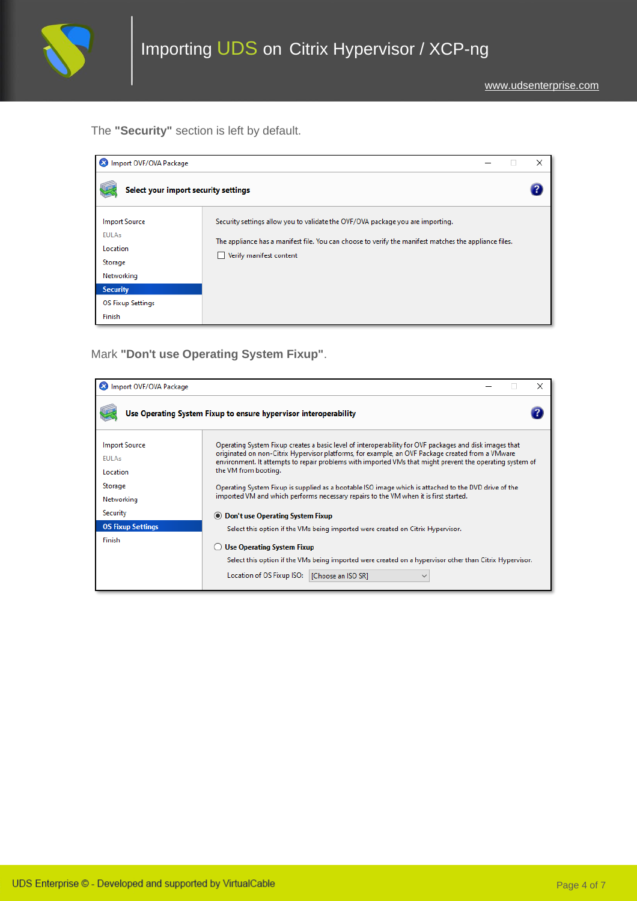The **"Security"** section is left by default.

Import OVF/OVA Package

**Select your import security settings**

- Import Source
- EULAs
- Location
- Storage
- Networking
- **Security**
- OS Fixup Settings
- Finish

Security settings allow you to validate the OVF/OVA package you are importing.

The appliance has a manifest file. You can choose to verify the manifest matches the appliance files.

☐ Verify manifest content

Mark **"Don't use Operating System Fixup"**.

Import OVF/OVA Package

**Use Operating System Fixup to ensure hypervisor interoperability**

- Import Source
- EULAs
- Location
- Storage
- Networking
- Security
- **OS Fixup Settings**
- Finish

Operating System Fixup creates a basic level of interoperability for OVF packages and disk images that originated on non-Citrix Hypervisor platforms, for example, an OVF Package created from a VMware environment. It attempts to repair problems with imported VMs that might prevent the operating system of the VM from booting.

Operating System Fixup is supplied as a bootable ISO image which is attached to the DVD drive of the imported VM and which performs necessary repairs to the VM when it is first started.

◉ **Don't use Operating System Fixup**

Select this option if the VMs being imported were created on Citrix Hypervisor.

○ **Use Operating System Fixup**

Select this option if the VMs being imported were created on a hypervisor other than Citrix Hypervisor.

Location of OS Fixup ISO: [Choose an ISO SR]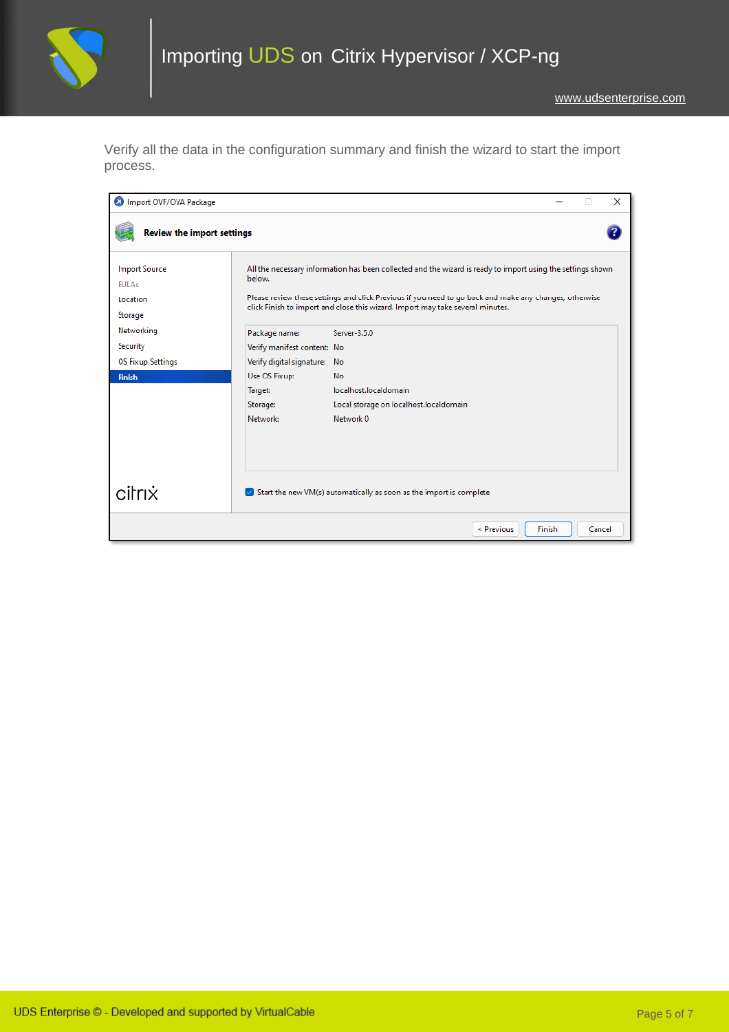Verify all the data in the configuration summary and finish the wizard to start the import process.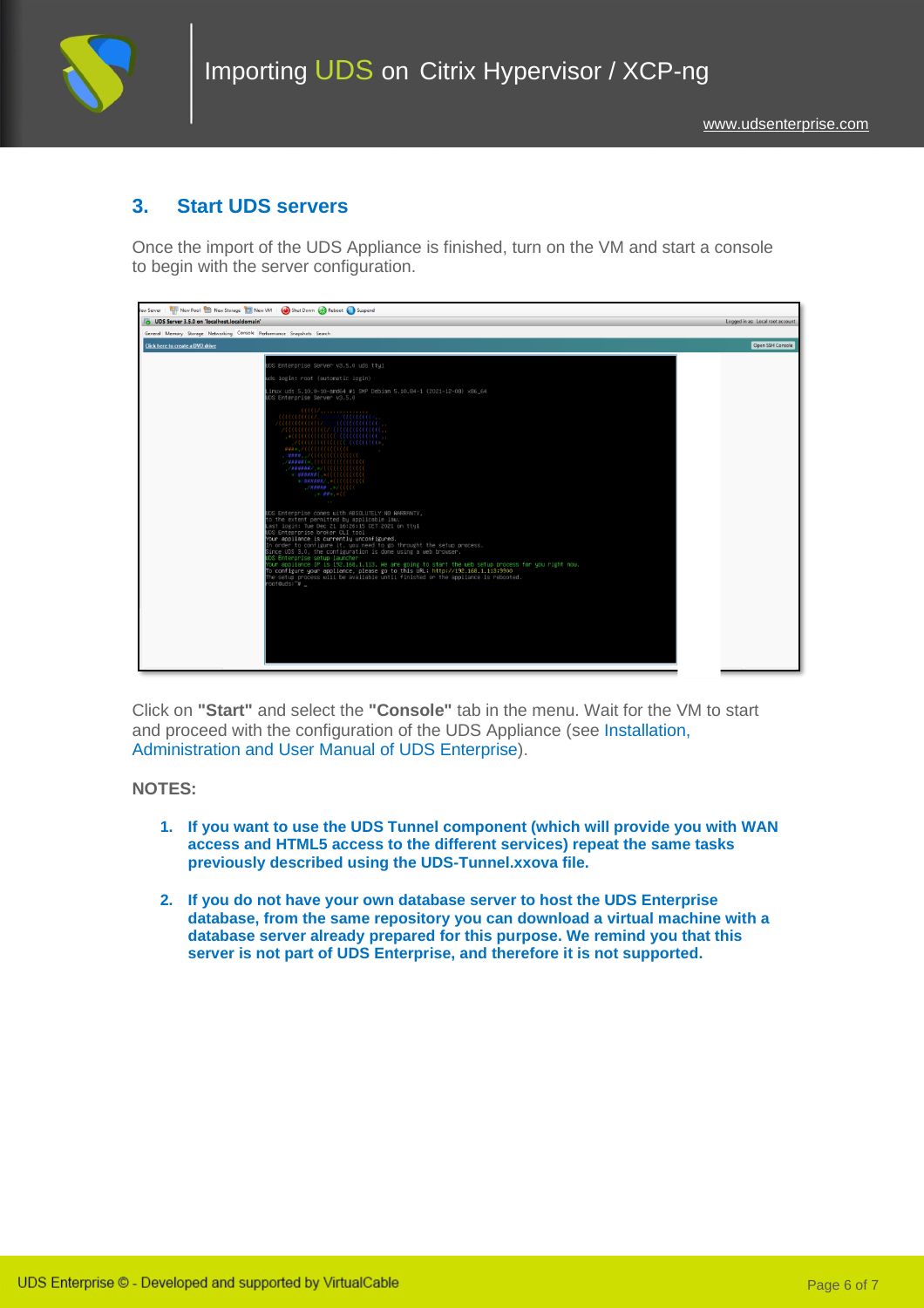## 3. Start UDS servers

Once the import of the UDS Appliance is finished, turn on the VM and start a console to begin with the server configuration.

Click on **"Start"** and select the **"Console"** tab in the menu. Wait for the VM to start and proceed with the configuration of the UDS Appliance (see Installation, Administration and User Manual of UDS Enterprise).

**NOTES:**

1. **If you want to use the UDS Tunnel component (which will provide you with WAN access and HTML5 access to the different services) repeat the same tasks previously described using the UDS-Tunnel.xxova file.**

2. **If you do not have your own database server to host the UDS Enterprise database, from the same repository you can download a virtual machine with a database server already prepared for this purpose. We remind you that this server is not part of UDS Enterprise, and therefore it is not supported.**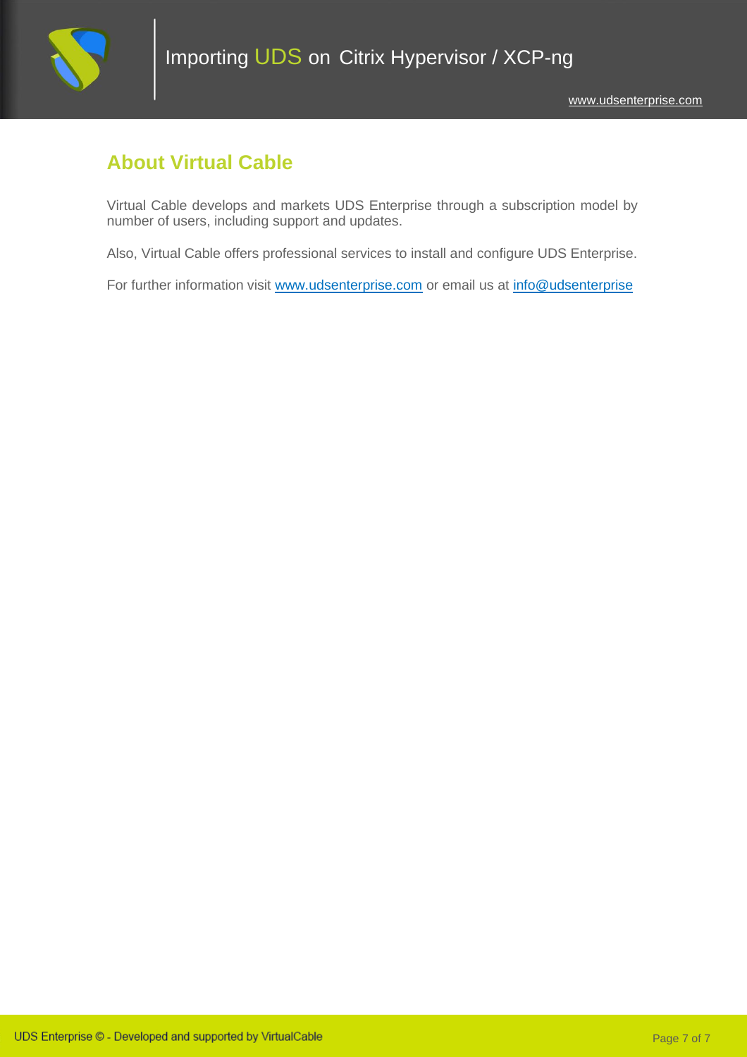## About Virtual Cable

Virtual Cable develops and markets UDS Enterprise through a subscription model by number of users, including support and updates.

Also, Virtual Cable offers professional services to install and configure UDS Enterprise.

For further information visit www.udsenterprise.com or email us at info@udsenterprise